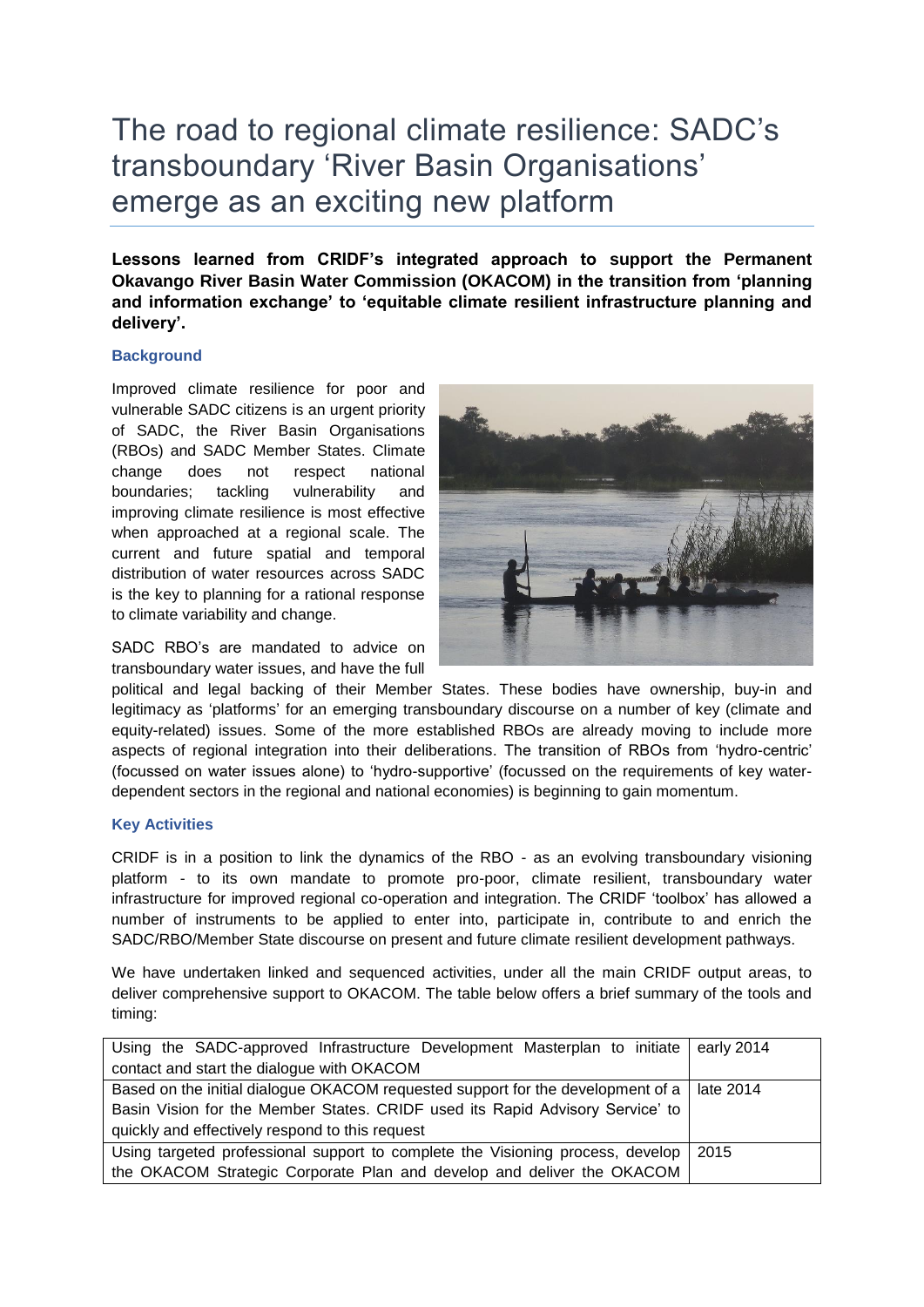# The road to regional climate resilience: SADC's transboundary 'River Basin Organisations' emerge as an exciting new platform

**Lessons learned from CRIDF's integrated approach to support the Permanent Okavango River Basin Water Commission (OKACOM) in the transition from 'planning and information exchange' to 'equitable climate resilient infrastructure planning and delivery'.**

### Background

Improved climate resilience for poor and vulnerable SADC citizens is an urgent priority of SADC, the River Basin Organisations (RBOs) and SADC Member States. Climate change does not respect national boundaries; tackling vulnerability and improving climate resilience is most effective when approached at a regional scale. The current and future spatial and temporal distribution of water resources across SADC is the key to planning for a rational response to climate variability and change.

SADC RBO's are mandated to advice on transboundary water issues, and have the full political and legal backing of their Member States. These bodies have ownership, buy-in and legitimacy as 'platforms' for an emerging transboundary discourse on a number of key (climate and equity-related) issues. Some of the more established RBOs are already moving to include more aspects of regional integration into their deliberations. The transition of RBOs from 'hydro-centric' (focussed on water issues alone) to 'hydro-supportive' (focussed on the requirements of key water-dependent sectors in the regional and national economies) is beginning to gain momentum.

### Key Activities

CRIDF is in a position to link the dynamics of the RBO - as an evolving transboundary visioning platform - to its own mandate to promote pro-poor, climate resilient, transboundary water infrastructure for improved regional co-operation and integration. The CRIDF 'toolbox' has allowed a number of instruments to be applied to enter into, participate in, contribute to and enrich the SADC/RBO/Member State discourse on present and future climate resilient development pathways.

We have undertaken linked and sequenced activities, under all the main CRIDF output areas, to deliver comprehensive support to OKACOM. The table below offers a brief summary of the tools and timing:

| | |
|---|---|
| Using the SADC-approved Infrastructure Development Masterplan to initiate contact and start the dialogue with OKACOM | early 2014 |
| Based on the initial dialogue OKACOM requested support for the development of a Basin Vision for the Member States. CRIDF used its Rapid Advisory Service' to quickly and effectively respond to this request | late 2014 |
| Using targeted professional support to complete the Visioning process, develop the OKACOM Strategic Corporate Plan and develop and deliver the OKACOM | 2015 |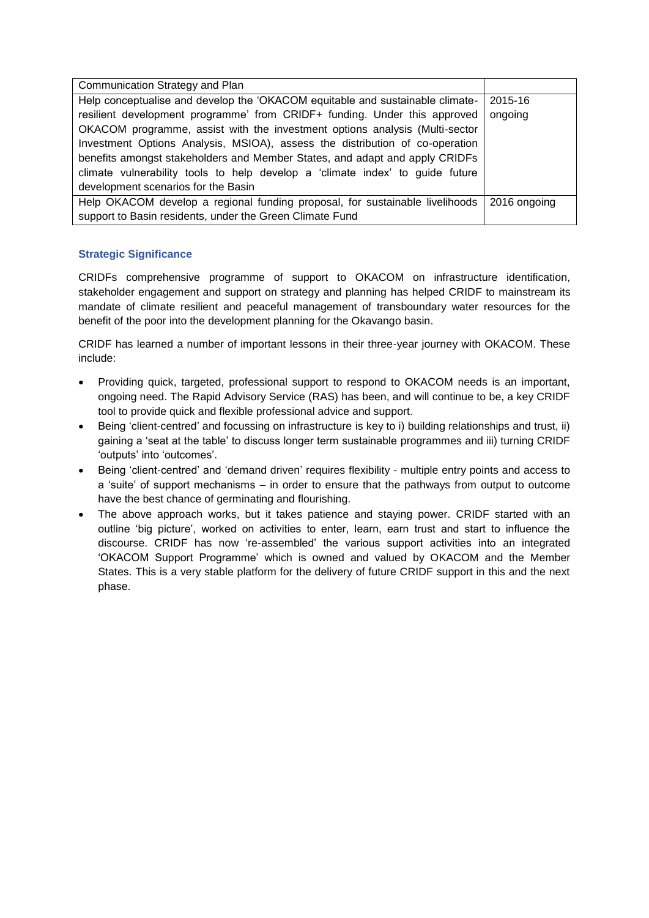| | |
|---|---|
| Communication Strategy and Plan | |
| Help conceptualise and develop the 'OKACOM equitable and sustainable climate-resilient development programme' from CRIDF+ funding. Under this approved OKACOM programme, assist with the investment options analysis (Multi-sector Investment Options Analysis, MSIOA), assess the distribution of co-operation benefits amongst stakeholders and Member States, and adapt and apply CRIDFs climate vulnerability tools to help develop a 'climate index' to guide future development scenarios for the Basin | 2015-16 ongoing |
| Help OKACOM develop a regional funding proposal, for sustainable livelihoods support to Basin residents, under the Green Climate Fund | 2016 ongoing |

### Strategic Significance

CRIDFs comprehensive programme of support to OKACOM on infrastructure identification, stakeholder engagement and support on strategy and planning has helped CRIDF to mainstream its mandate of climate resilient and peaceful management of transboundary water resources for the benefit of the poor into the development planning for the Okavango basin.

CRIDF has learned a number of important lessons in their three-year journey with OKACOM. These include:

- Providing quick, targeted, professional support to respond to OKACOM needs is an important, ongoing need. The Rapid Advisory Service (RAS) has been, and will continue to be, a key CRIDF tool to provide quick and flexible professional advice and support.
- Being 'client-centred' and focussing on infrastructure is key to i) building relationships and trust, ii) gaining a 'seat at the table' to discuss longer term sustainable programmes and iii) turning CRIDF 'outputs' into 'outcomes'.
- Being 'client-centred' and 'demand driven' requires flexibility - multiple entry points and access to a 'suite' of support mechanisms – in order to ensure that the pathways from output to outcome have the best chance of germinating and flourishing.
- The above approach works, but it takes patience and staying power. CRIDF started with an outline 'big picture', worked on activities to enter, learn, earn trust and start to influence the discourse. CRIDF has now 're-assembled' the various support activities into an integrated 'OKACOM Support Programme' which is owned and valued by OKACOM and the Member States. This is a very stable platform for the delivery of future CRIDF support in this and the next phase.